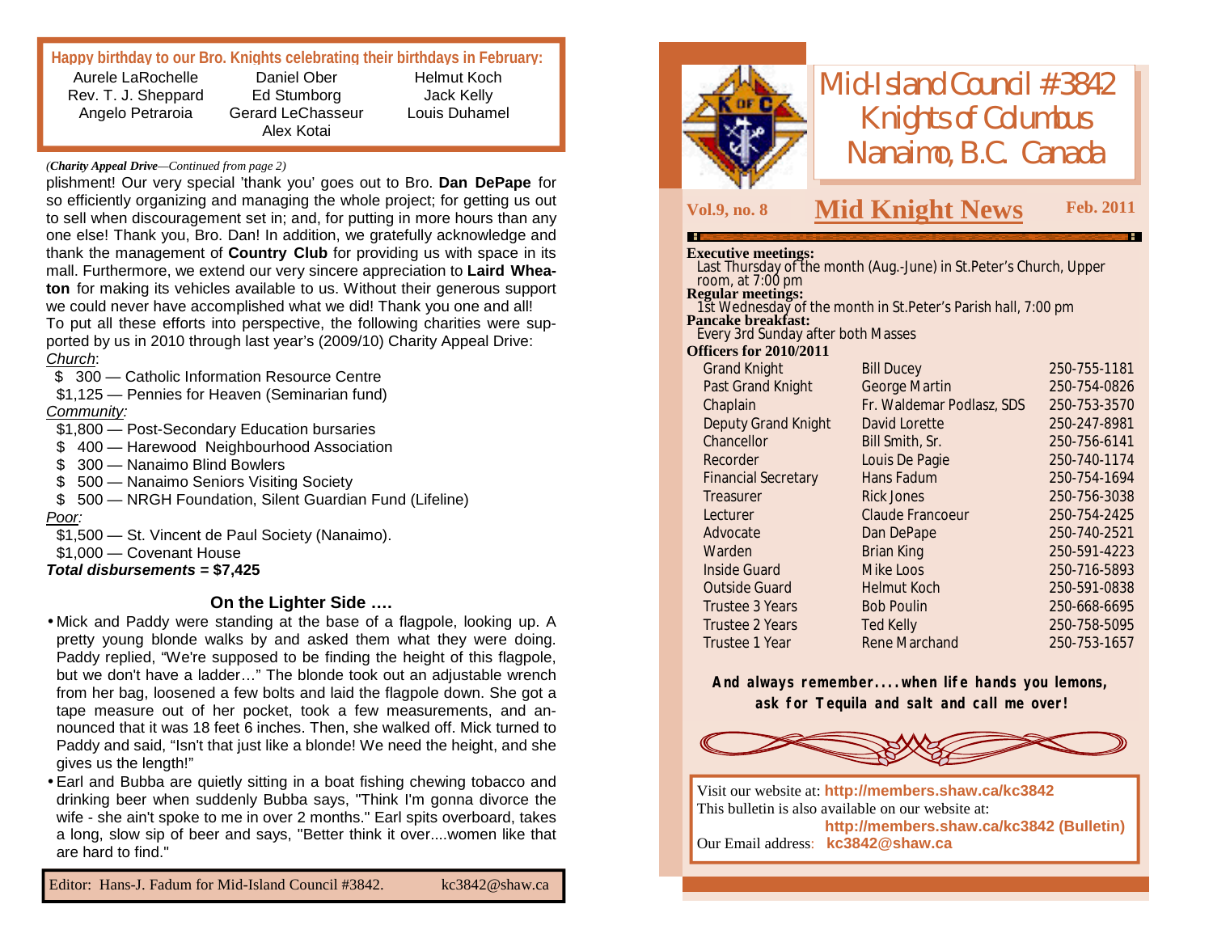**Happy birthday to our Bro. Knights celebrating their birthdays in February:**

| | | |
|---|---|---|
| Aurele LaRochelle | Daniel Ober | Helmut Koch |
| Rev. T. J. Sheppard | Ed Stumborg | Jack Kelly |
| Angelo Petraroia | Gerard LeChasseur | Louis Duhamel |
| | Alex Kotai | |

*(**Charity Appeal Drive**—Continued from page 2)*

plishment! Our very special 'thank you' goes out to Bro. **Dan DePape** for so efficiently organizing and managing the whole project; for getting us out to sell when discouragement set in; and, for putting in more hours than any one else! Thank you, Bro. Dan! In addition, we gratefully acknowledge and thank the management of **Country Club** for providing us with space in its mall. Furthermore, we extend our very sincere appreciation to **Laird Wheaton** for making its vehicles available to us. Without their generous support we could never have accomplished what we did! Thank you one and all!

To put all these efforts into perspective, the following charities were supported by us in 2010 through last year's (2009/10) Charity Appeal Drive:

*Church*:

- $ 300 — Catholic Information Resource Centre
- $1,125 — Pennies for Heaven (Seminarian fund)

*Community:*

- $1,800 — Post-Secondary Education bursaries
- $ 400 — Harewood Neighbourhood Association
- $ 300 — Nanaimo Blind Bowlers
- $ 500 — Nanaimo Seniors Visiting Society
- $ 500 — NRGH Foundation, Silent Guardian Fund (Lifeline)

*Poor:*

- $1,500 — St. Vincent de Paul Society (Nanaimo).
- $1,000 — Covenant House

***Total disbursements* = $7,425**

### On the Lighter Side ….

- Mick and Paddy were standing at the base of a flagpole, looking up. A pretty young blonde walks by and asked them what they were doing. Paddy replied, "We're supposed to be finding the height of this flagpole, but we don't have a ladder…" The blonde took out an adjustable wrench from her bag, loosened a few bolts and laid the flagpole down. She got a tape measure out of her pocket, took a few measurements, and announced that it was 18 feet 6 inches. Then, she walked off. Mick turned to Paddy and said, "Isn't that just like a blonde! We need the height, and she gives us the length!"
- Earl and Bubba are quietly sitting in a boat fishing chewing tobacco and drinking beer when suddenly Bubba says, "Think I'm gonna divorce the wife - she ain't spoke to me in over 2 months." Earl spits overboard, takes a long, slow sip of beer and says, "Better think it over....women like that are hard to find."

Editor: Hans-J. Fadum for Mid-Island Council #3842. kc3842@shaw.ca

# Mid-Island Council #3842 Knights of Columbus Nanaimo, B.C. Canada

Vol.9, no. 8 — **Mid Knight News** — Feb. 2011

**Executive meetings:**
Last Thursday of the month (Aug.-June) in St.Peter's Church, Upper room, at 7:00 pm

**Regular meetings:**
1st Wednesday of the month in St.Peter's Parish hall, 7:00 pm

**Pancake breakfast:**
Every 3rd Sunday after both Masses

**Officers for 2010/2011**

| Office | Name | Phone |
|---|---|---|
| Grand Knight | Bill Ducey | 250-755-1181 |
| Past Grand Knight | George Martin | 250-754-0826 |
| Chaplain | Fr. Waldemar Podlasz, SDS | 250-753-3570 |
| Deputy Grand Knight | David Lorette | 250-247-8981 |
| Chancellor | Bill Smith, Sr. | 250-756-6141 |
| Recorder | Louis De Pagie | 250-740-1174 |
| Financial Secretary | Hans Fadum | 250-754-1694 |
| Treasurer | Rick Jones | 250-756-3038 |
| Lecturer | Claude Francoeur | 250-754-2425 |
| Advocate | Dan DePape | 250-740-2521 |
| Warden | Brian King | 250-591-4223 |
| Inside Guard | Mike Loos | 250-716-5893 |
| Outside Guard | Helmut Koch | 250-591-0838 |
| Trustee 3 Years | Bob Poulin | 250-668-6695 |
| Trustee 2 Years | Ted Kelly | 250-758-5095 |
| Trustee 1 Year | Rene Marchand | 250-753-1657 |

***And always remember….when life hands you lemons, ask for Tequila and salt and call me over!***

Visit our website at: **http://members.shaw.ca/kc3842**
This bulletin is also available on our website at: **http://members.shaw.ca/kc3842 (Bulletin)**
Our Email address: **kc3842@shaw.ca**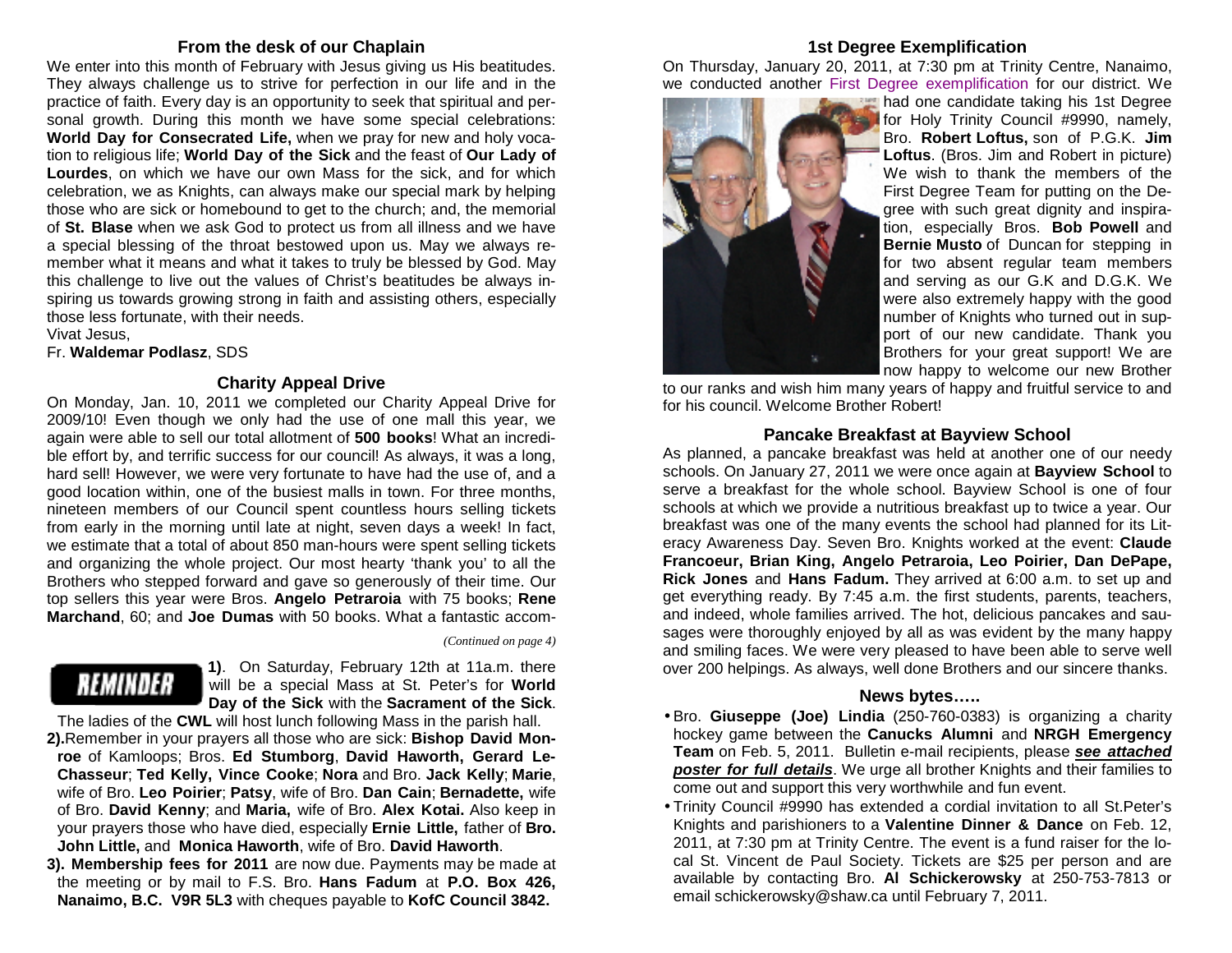## From the desk of our Chaplain

We enter into this month of February with Jesus giving us His beatitudes. They always challenge us to strive for perfection in our life and in the practice of faith. Every day is an opportunity to seek that spiritual and personal growth. During this month we have some special celebrations: **World Day for Consecrated Life,** when we pray for new and holy vocation to religious life; **World Day of the Sick** and the feast of **Our Lady of Lourdes**, on which we have our own Mass for the sick, and for which celebration, we as Knights, can always make our special mark by helping those who are sick or homebound to get to the church; and, the memorial of **St. Blase** when we ask God to protect us from all illness and we have a special blessing of the throat bestowed upon us. May we always remember what it means and what it takes to truly be blessed by God. May this challenge to live out the values of Christ's beatitudes be always inspiring us towards growing strong in faith and assisting others, especially those less fortunate, with their needs.

Vivat Jesus,

Fr. **Waldemar Podlasz**, SDS

## Charity Appeal Drive

On Monday, Jan. 10, 2011 we completed our Charity Appeal Drive for 2009/10! Even though we only had the use of one mall this year, we again were able to sell our total allotment of **500 books**! What an incredible effort by, and terrific success for our council! As always, it was a long, hard sell! However, we were very fortunate to have had the use of, and a good location within, one of the busiest malls in town. For three months, nineteen members of our Council spent countless hours selling tickets from early in the morning until late at night, seven days a week! In fact, we estimate that a total of about 850 man-hours were spent selling tickets and organizing the whole project. Our most hearty 'thank you' to all the Brothers who stepped forward and gave so generously of their time. Our top sellers this year were Bros. **Angelo Petraroia** with 75 books; **Rene Marchand**, 60; and **Joe Dumas** with 50 books. What a fantastic accom-

*(Continued on page 4)*

**REMINDER**

**1)**. On Saturday, February 12th at 11a.m. there will be a special Mass at St. Peter's for **World Day of the Sick** with the **Sacrament of the Sick**. The ladies of the **CWL** will host lunch following Mass in the parish hall.

**2).** Remember in your prayers all those who are sick: **Bishop David Monroe** of Kamloops; Bros. **Ed Stumborg**, **David Haworth, Gerard LeChasseur**; **Ted Kelly, Vince Cooke**; **Nora** and Bro. **Jack Kelly**; **Marie**, wife of Bro. **Leo Poirier**; **Patsy**, wife of Bro. **Dan Cain**; **Bernadette,** wife of Bro. **David Kenny**; and **Maria,** wife of Bro. **Alex Kotai.** Also keep in your prayers those who have died, especially **Ernie Little,** father of **Bro. John Little,** and **Monica Haworth**, wife of Bro. **David Haworth**.

**3). Membership fees for 2011** are now due. Payments may be made at the meeting or by mail to F.S. Bro. **Hans Fadum** at **P.O. Box 426, Nanaimo, B.C. V9R 5L3** with cheques payable to **KofC Council 3842.**

## 1st Degree Exemplification

On Thursday, January 20, 2011, at 7:30 pm at Trinity Centre, Nanaimo, we conducted another First Degree exemplification for our district. We had one candidate taking his 1st Degree for Holy Trinity Council #9990, namely, Bro. **Robert Loftus,** son of P.G.K. **Jim Loftus**. (Bros. Jim and Robert in picture) We wish to thank the members of the First Degree Team for putting on the Degree with such great dignity and inspiration, especially Bros. **Bob Powell** and **Bernie Musto** of Duncan for stepping in for two absent regular team members and serving as our G.K and D.G.K. We were also extremely happy with the good number of Knights who turned out in support of our new candidate. Thank you Brothers for your great support! We are now happy to welcome our new Brother to our ranks and wish him many years of happy and fruitful service to and for his council. Welcome Brother Robert!

## Pancake Breakfast at Bayview School

As planned, a pancake breakfast was held at another one of our needy schools. On January 27, 2011 we were once again at **Bayview School** to serve a breakfast for the whole school. Bayview School is one of four schools at which we provide a nutritious breakfast up to twice a year. Our breakfast was one of the many events the school had planned for its Literacy Awareness Day. Seven Bro. Knights worked at the event: **Claude Francoeur, Brian King, Angelo Petraroia, Leo Poirier, Dan DePape, Rick Jones** and **Hans Fadum.** They arrived at 6:00 a.m. to set up and get everything ready. By 7:45 a.m. the first students, parents, teachers, and indeed, whole families arrived. The hot, delicious pancakes and sausages were thoroughly enjoyed by all as was evident by the many happy and smiling faces. We were very pleased to have been able to serve well over 200 helpings. As always, well done Brothers and our sincere thanks.

## News bytes…..

- Bro. **Giuseppe (Joe) Lindia** (250-760-0383) is organizing a charity hockey game between the **Canucks Alumni** and **NRGH Emergency Team** on Feb. 5, 2011. Bulletin e-mail recipients, please ***see attached poster for full details***. We urge all brother Knights and their families to come out and support this very worthwhile and fun event.
- Trinity Council #9990 has extended a cordial invitation to all St.Peter's Knights and parishioners to a **Valentine Dinner & Dance** on Feb. 12, 2011, at 7:30 pm at Trinity Centre. The event is a fund raiser for the local St. Vincent de Paul Society. Tickets are $25 per person and are available by contacting Bro. **Al Schickerowsky** at 250-753-7813 or email schickerowsky@shaw.ca until February 7, 2011.